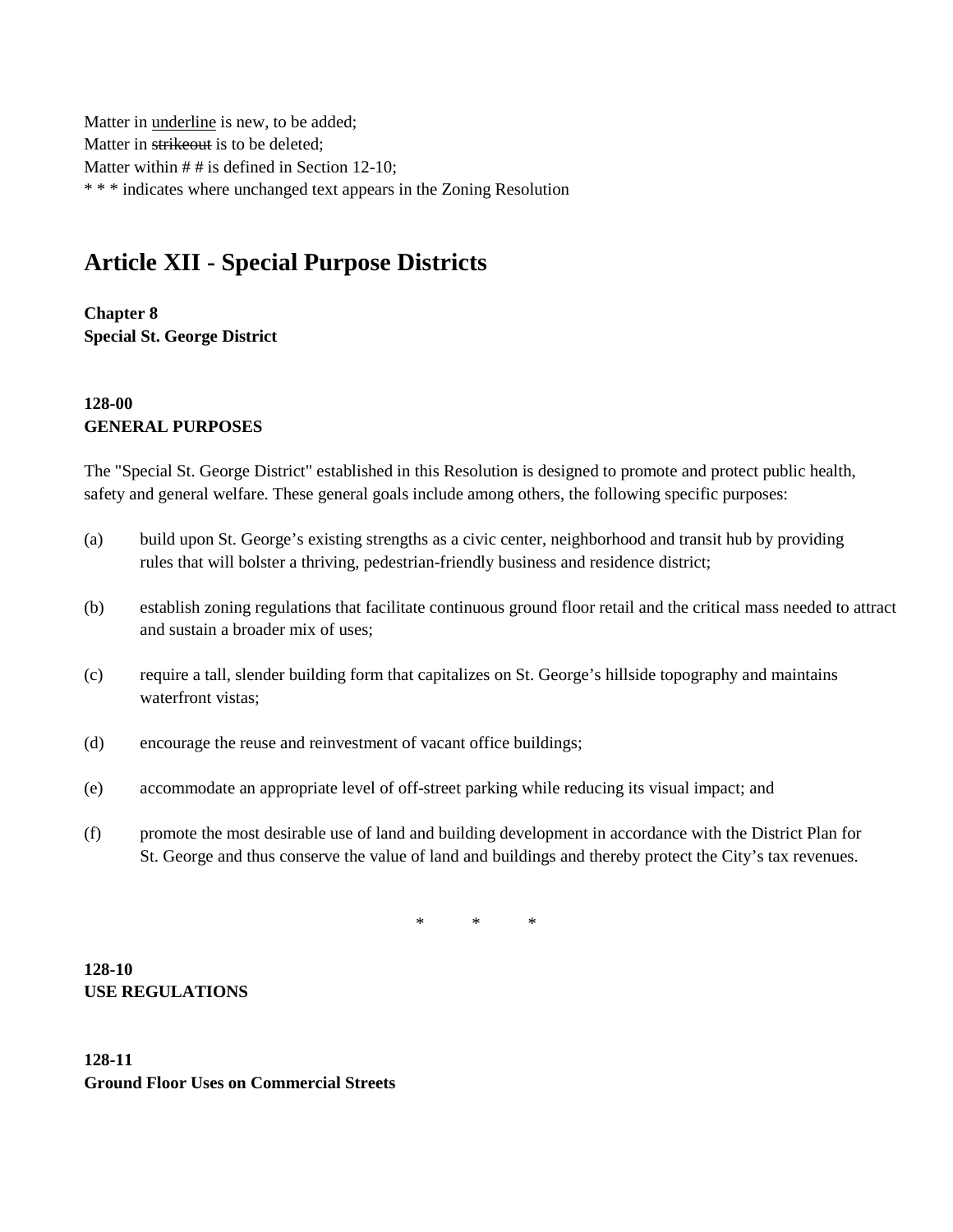Matter in <u>underline</u> is new, to be added;
Matter in ~~strikeout~~ is to be deleted;
Matter within # # is defined in Section 12-10;
* * * indicates where unchanged text appears in the Zoning Resolution

# Article XII - Special Purpose Districts

**Chapter 8**
**Special St. George District**

**128-00**
**GENERAL PURPOSES**

The "Special St. George District" established in this Resolution is designed to promote and protect public health, safety and general welfare. These general goals include among others, the following specific purposes:

(a) build upon St. George's existing strengths as a civic center, neighborhood and transit hub by providing rules that will bolster a thriving, pedestrian-friendly business and residence district;

(b) establish zoning regulations that facilitate continuous ground floor retail and the critical mass needed to attract and sustain a broader mix of uses;

(c) require a tall, slender building form that capitalizes on St. George's hillside topography and maintains waterfront vistas;

(d) encourage the reuse and reinvestment of vacant office buildings;

(e) accommodate an appropriate level of off-street parking while reducing its visual impact; and

(f) promote the most desirable use of land and building development in accordance with the District Plan for St. George and thus conserve the value of land and buildings and thereby protect the City's tax revenues.

\* \* \*

**128-10**
**USE REGULATIONS**

**128-11**
**Ground Floor Uses on Commercial Streets**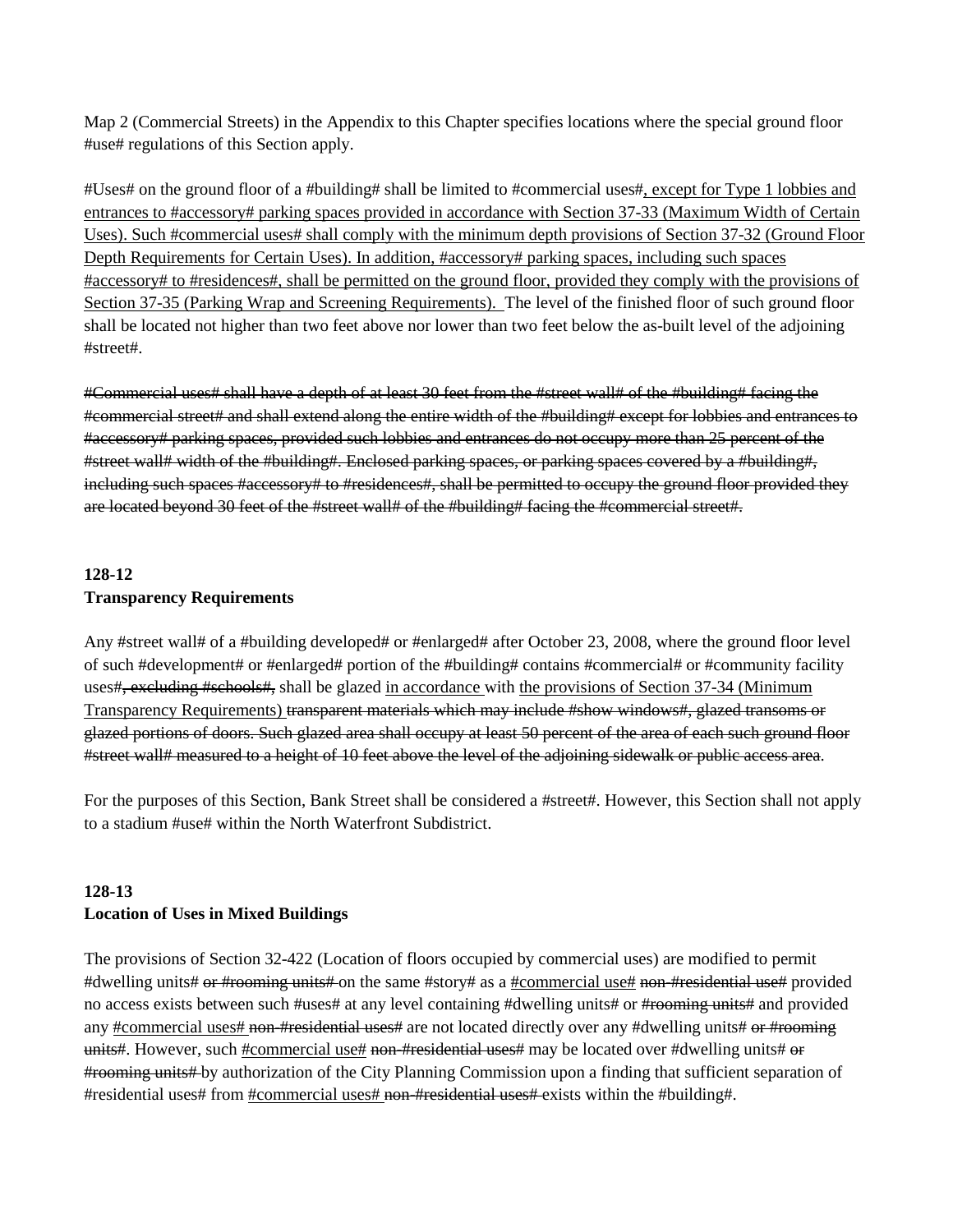Map 2 (Commercial Streets) in the Appendix to this Chapter specifies locations where the special ground floor #use# regulations of this Section apply.

#Uses# on the ground floor of a #building# shall be limited to #commercial uses#<u>, except for Type 1 lobbies and entrances to #accessory# parking spaces provided in accordance with Section 37-33 (Maximum Width of Certain Uses). Such #commercial uses# shall comply with the minimum depth provisions of Section 37-32 (Ground Floor Depth Requirements for Certain Uses). In addition, #accessory# parking spaces, including such spaces #accessory# to #residences#, shall be permitted on the ground floor, provided they comply with the provisions of Section 37-35 (Parking Wrap and Screening Requirements). </u> The level of the finished floor of such ground floor shall be located not higher than two feet above nor lower than two feet below the as-built level of the adjoining #street#.

~~#Commercial uses# shall have a depth of at least 30 feet from the #street wall# of the #building# facing the #commercial street# and shall extend along the entire width of the #building# except for lobbies and entrances to #accessory# parking spaces, provided such lobbies and entrances do not occupy more than 25 percent of the #street wall# width of the #building#. Enclosed parking spaces, or parking spaces covered by a #building#, including such spaces #accessory# to #residences#, shall be permitted to occupy the ground floor provided they are located beyond 30 feet of the #street wall# of the #building# facing the #commercial street#.~~

**128-12**
**Transparency Requirements**

Any #street wall# of a #building developed# or #enlarged# after October 23, 2008, where the ground floor level of such #development# or #enlarged# portion of the #building# contains #commercial# or #community facility uses#~~, excluding #schools#,~~ shall be glazed <u>in accordance </u>with <u>the provisions of Section 37-34 (Minimum Transparency Requirements)</u> ~~transparent materials which may include #show windows#, glazed transoms or glazed portions of doors. Such glazed area shall occupy at least 50 percent of the area of each such ground floor #street wall# measured to a height of 10 feet above the level of the adjoining sidewalk or public access area~~.

For the purposes of this Section, Bank Street shall be considered a #street#. However, this Section shall not apply to a stadium #use# within the North Waterfront Subdistrict.

**128-13**
**Location of Uses in Mixed Buildings**

The provisions of Section 32-422 (Location of floors occupied by commercial uses) are modified to permit #dwelling units# ~~or #rooming units#~~ on the same #story# as a <u>#commercial use#</u> ~~non-#residential use#~~ provided no access exists between such #uses# at any level containing #dwelling units# or ~~#rooming units#~~ and provided any <u>#commercial uses#</u> ~~non-#residential uses#~~ are not located directly over any #dwelling units# ~~or #rooming units#~~. However, such <u>#commercial use#</u> ~~non-#residential uses#~~ may be located over #dwelling units# ~~or #rooming units#~~ by authorization of the City Planning Commission upon a finding that sufficient separation of #residential uses# from <u>#commercial uses#</u> ~~non-#residential uses#~~ exists within the #building#.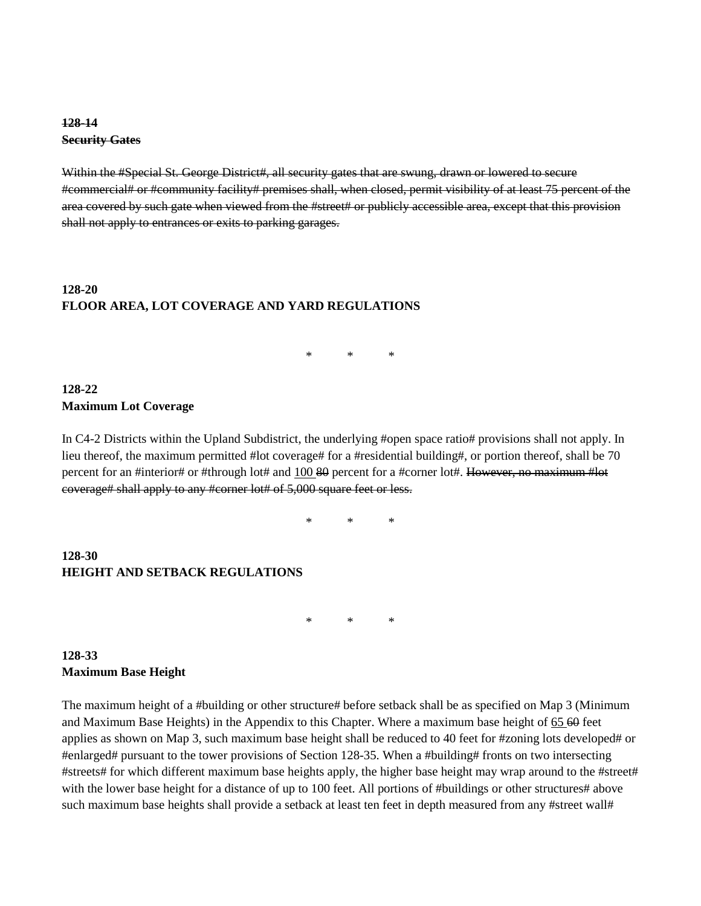~~**128-14**~~
~~**Security Gates**~~

~~Within the #Special St. George District#, all security gates that are swung, drawn or lowered to secure #commercial# or #community facility# premises shall, when closed, permit visibility of at least 75 percent of the area covered by such gate when viewed from the #street# or publicly accessible area, except that this provision shall not apply to entrances or exits to parking garages.~~

**128-20**
**FLOOR AREA, LOT COVERAGE AND YARD REGULATIONS**

\*    \*    \*

**128-22**
**Maximum Lot Coverage**

In C4-2 Districts within the Upland Subdistrict, the underlying #open space ratio# provisions shall not apply. In lieu thereof, the maximum permitted #lot coverage# for a #residential building#, or portion thereof, shall be 70 percent for an #interior# or #through lot# and <u>100</u> ~~80~~ percent for a #corner lot#. ~~However, no maximum #lot coverage# shall apply to any #corner lot# of 5,000 square feet or less.~~

\*    \*    \*

**128-30**
**HEIGHT AND SETBACK REGULATIONS**

\*    \*    \*

**128-33**
**Maximum Base Height**

The maximum height of a #building or other structure# before setback shall be as specified on Map 3 (Minimum and Maximum Base Heights) in the Appendix to this Chapter. Where a maximum base height of <u>65</u> ~~60~~ feet applies as shown on Map 3, such maximum base height shall be reduced to 40 feet for #zoning lots developed# or #enlarged# pursuant to the tower provisions of Section 128-35. When a #building# fronts on two intersecting #streets# for which different maximum base heights apply, the higher base height may wrap around to the #street# with the lower base height for a distance of up to 100 feet. All portions of #buildings or other structures# above such maximum base heights shall provide a setback at least ten feet in depth measured from any #street wall#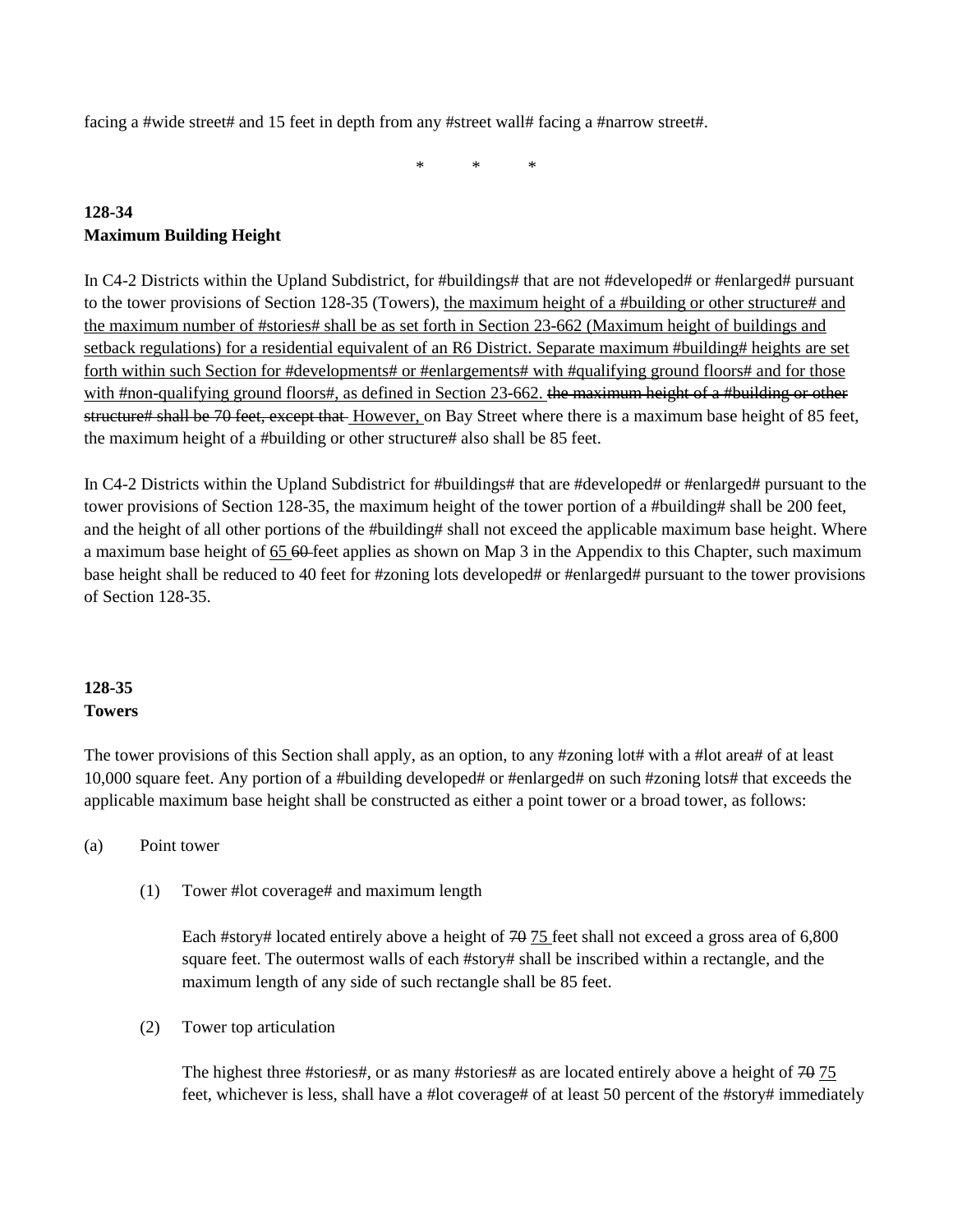facing a #wide street# and 15 feet in depth from any #street wall# facing a #narrow street#.

\*     \*     \*

**128-34**
**Maximum Building Height**

In C4-2 Districts within the Upland Subdistrict, for #buildings# that are not #developed# or #enlarged# pursuant to the tower provisions of Section 128-35 (Towers), <u>the maximum height of a #building or other structure# and the maximum number of #stories# shall be as set forth in Section 23-662 (Maximum height of buildings and setback regulations) for a residential equivalent of an R6 District. Separate maximum #building# heights are set forth within such Section for #developments# or #enlargements# with #qualifying ground floors# and for those with #non-qualifying ground floors#, as defined in Section 23-662.</u> ~~the maximum height of a #building or other structure# shall be 70 feet, except that~~ <u>However,</u> on Bay Street where there is a maximum base height of 85 feet, the maximum height of a #building or other structure# also shall be 85 feet.

In C4-2 Districts within the Upland Subdistrict for #buildings# that are #developed# or #enlarged# pursuant to the tower provisions of Section 128-35, the maximum height of the tower portion of a #building# shall be 200 feet, and the height of all other portions of the #building# shall not exceed the applicable maximum base height. Where a maximum base height of <u>65</u> ~~60~~ feet applies as shown on Map 3 in the Appendix to this Chapter, such maximum base height shall be reduced to 40 feet for #zoning lots developed# or #enlarged# pursuant to the tower provisions of Section 128-35.

**128-35**
**Towers**

The tower provisions of this Section shall apply, as an option, to any #zoning lot# with a #lot area# of at least 10,000 square feet. Any portion of a #building developed# or #enlarged# on such #zoning lots# that exceeds the applicable maximum base height shall be constructed as either a point tower or a broad tower, as follows:

(a) Point tower

(1) Tower #lot coverage# and maximum length

Each #story# located entirely above a height of ~~70~~ <u>75</u> feet shall not exceed a gross area of 6,800 square feet. The outermost walls of each #story# shall be inscribed within a rectangle, and the maximum length of any side of such rectangle shall be 85 feet.

(2) Tower top articulation

The highest three #stories#, or as many #stories# as are located entirely above a height of ~~70~~ <u>75</u> feet, whichever is less, shall have a #lot coverage# of at least 50 percent of the #story# immediately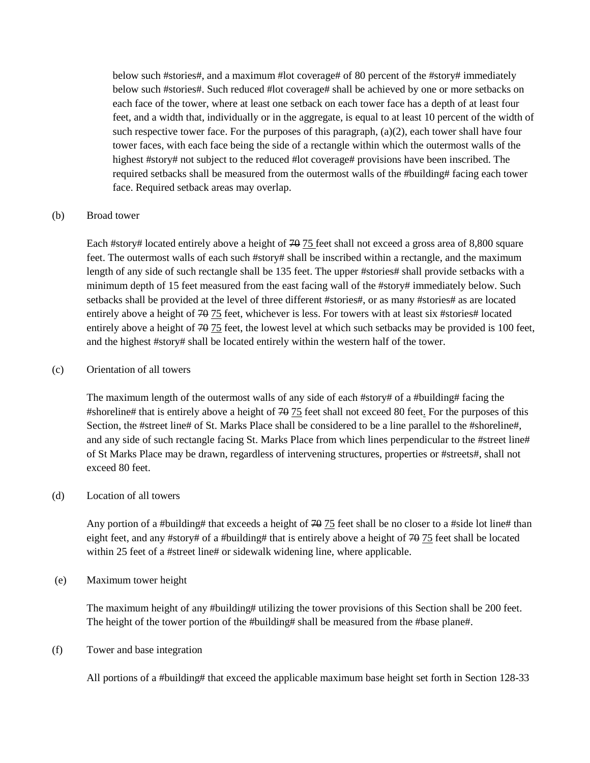below such #stories#, and a maximum #lot coverage# of 80 percent of the #story# immediately below such #stories#. Such reduced #lot coverage# shall be achieved by one or more setbacks on each face of the tower, where at least one setback on each tower face has a depth of at least four feet, and a width that, individually or in the aggregate, is equal to at least 10 percent of the width of such respective tower face. For the purposes of this paragraph, (a)(2), each tower shall have four tower faces, with each face being the side of a rectangle within which the outermost walls of the highest #story# not subject to the reduced #lot coverage# provisions have been inscribed. The required setbacks shall be measured from the outermost walls of the #building# facing each tower face. Required setback areas may overlap.

(b) Broad tower

Each #story# located entirely above a height of ~~70~~ <u>75</u> feet shall not exceed a gross area of 8,800 square feet. The outermost walls of each such #story# shall be inscribed within a rectangle, and the maximum length of any side of such rectangle shall be 135 feet. The upper #stories# shall provide setbacks with a minimum depth of 15 feet measured from the east facing wall of the #story# immediately below. Such setbacks shall be provided at the level of three different #stories#, or as many #stories# as are located entirely above a height of ~~70~~ <u>75</u> feet, whichever is less. For towers with at least six #stories# located entirely above a height of ~~70~~ <u>75</u> feet, the lowest level at which such setbacks may be provided is 100 feet, and the highest #story# shall be located entirely within the western half of the tower.

(c) Orientation of all towers

The maximum length of the outermost walls of any side of each #story# of a #building# facing the #shoreline# that is entirely above a height of ~~70~~ <u>75</u> feet shall not exceed 80 feet<u>.</u> For the purposes of this Section, the #street line# of St. Marks Place shall be considered to be a line parallel to the #shoreline#, and any side of such rectangle facing St. Marks Place from which lines perpendicular to the #street line# of St Marks Place may be drawn, regardless of intervening structures, properties or #streets#, shall not exceed 80 feet.

(d) Location of all towers

Any portion of a #building# that exceeds a height of ~~70~~ <u>75</u> feet shall be no closer to a #side lot line# than eight feet, and any #story# of a #building# that is entirely above a height of ~~70~~ <u>75</u> feet shall be located within 25 feet of a #street line# or sidewalk widening line, where applicable.

(e) Maximum tower height

The maximum height of any #building# utilizing the tower provisions of this Section shall be 200 feet. The height of the tower portion of the #building# shall be measured from the #base plane#.

(f) Tower and base integration

All portions of a #building# that exceed the applicable maximum base height set forth in Section 128-33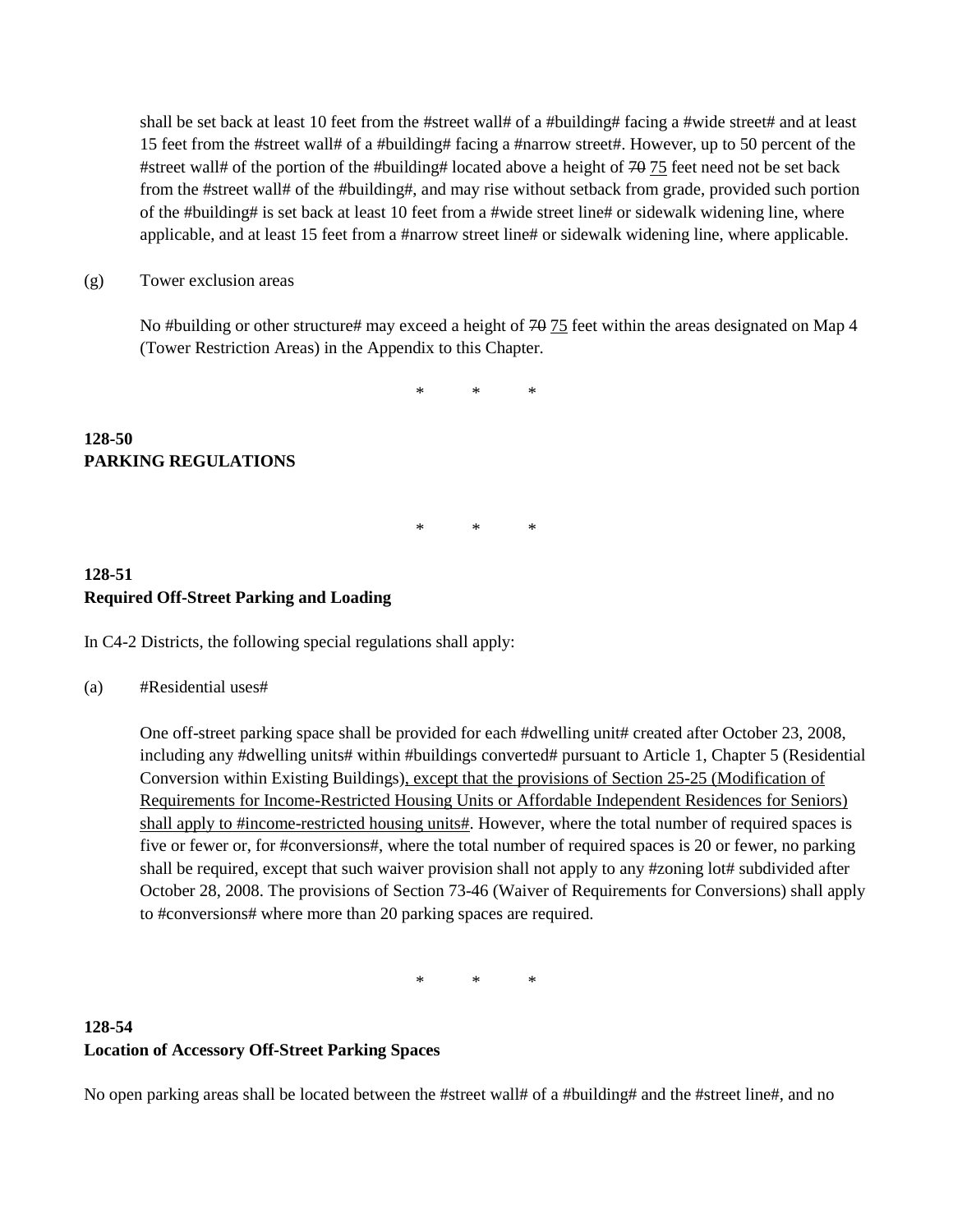shall be set back at least 10 feet from the #street wall# of a #building# facing a #wide street# and at least 15 feet from the #street wall# of a #building# facing a #narrow street#. However, up to 50 percent of the #street wall# of the portion of the #building# located above a height of ~~70~~ <u>75</u> feet need not be set back from the #street wall# of the #building#, and may rise without setback from grade, provided such portion of the #building# is set back at least 10 feet from a #wide street line# or sidewalk widening line, where applicable, and at least 15 feet from a #narrow street line# or sidewalk widening line, where applicable.

(g) Tower exclusion areas

No #building or other structure# may exceed a height of ~~70~~ <u>75</u> feet within the areas designated on Map 4 (Tower Restriction Areas) in the Appendix to this Chapter.

\*   \*   \*

**128-50**
**PARKING REGULATIONS**

\*   \*   \*

**128-51**
**Required Off-Street Parking and Loading**

In C4-2 Districts, the following special regulations shall apply:

(a) #Residential uses#

One off-street parking space shall be provided for each #dwelling unit# created after October 23, 2008, including any #dwelling units# within #buildings converted# pursuant to Article 1, Chapter 5 (Residential Conversion within Existing Buildings)<u>, except that the provisions of Section 25-25 (Modification of Requirements for Income-Restricted Housing Units or Affordable Independent Residences for Seniors) shall apply to #income-restricted housing units#</u>. However, where the total number of required spaces is five or fewer or, for #conversions#, where the total number of required spaces is 20 or fewer, no parking shall be required, except that such waiver provision shall not apply to any #zoning lot# subdivided after October 28, 2008. The provisions of Section 73-46 (Waiver of Requirements for Conversions) shall apply to #conversions# where more than 20 parking spaces are required.

\*   \*   \*

**128-54**
**Location of Accessory Off-Street Parking Spaces**

No open parking areas shall be located between the #street wall# of a #building# and the #street line#, and no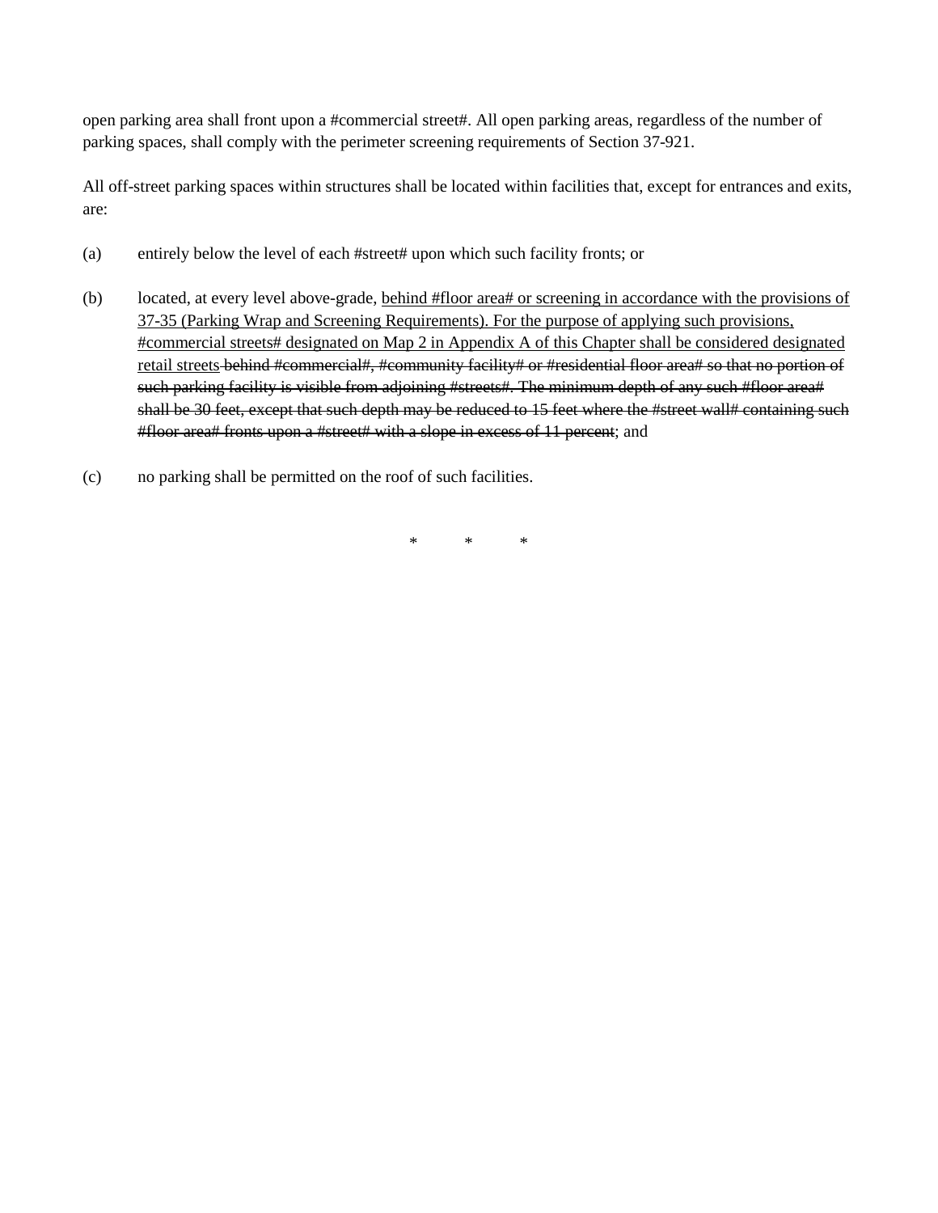open parking area shall front upon a #commercial street#. All open parking areas, regardless of the number of parking spaces, shall comply with the perimeter screening requirements of Section 37-921.

All off-street parking spaces within structures shall be located within facilities that, except for entrances and exits, are:

(a) entirely below the level of each #street# upon which such facility fronts; or

(b) located, at every level above-grade, <u>behind #floor area# or screening in accordance with the provisions of 37-35 (Parking Wrap and Screening Requirements). For the purpose of applying such provisions, #commercial streets# designated on Map 2 in Appendix A of this Chapter shall be considered designated retail streets</u> ~~behind #commercial#, #community facility# or #residential floor area# so that no portion of such parking facility is visible from adjoining #streets#. The minimum depth of any such #floor area# shall be 30 feet, except that such depth may be reduced to 15 feet where the #street wall# containing such #floor area# fronts upon a #street# with a slope in excess of 11 percent~~; and

(c) no parking shall be permitted on the roof of such facilities.

\* \* \*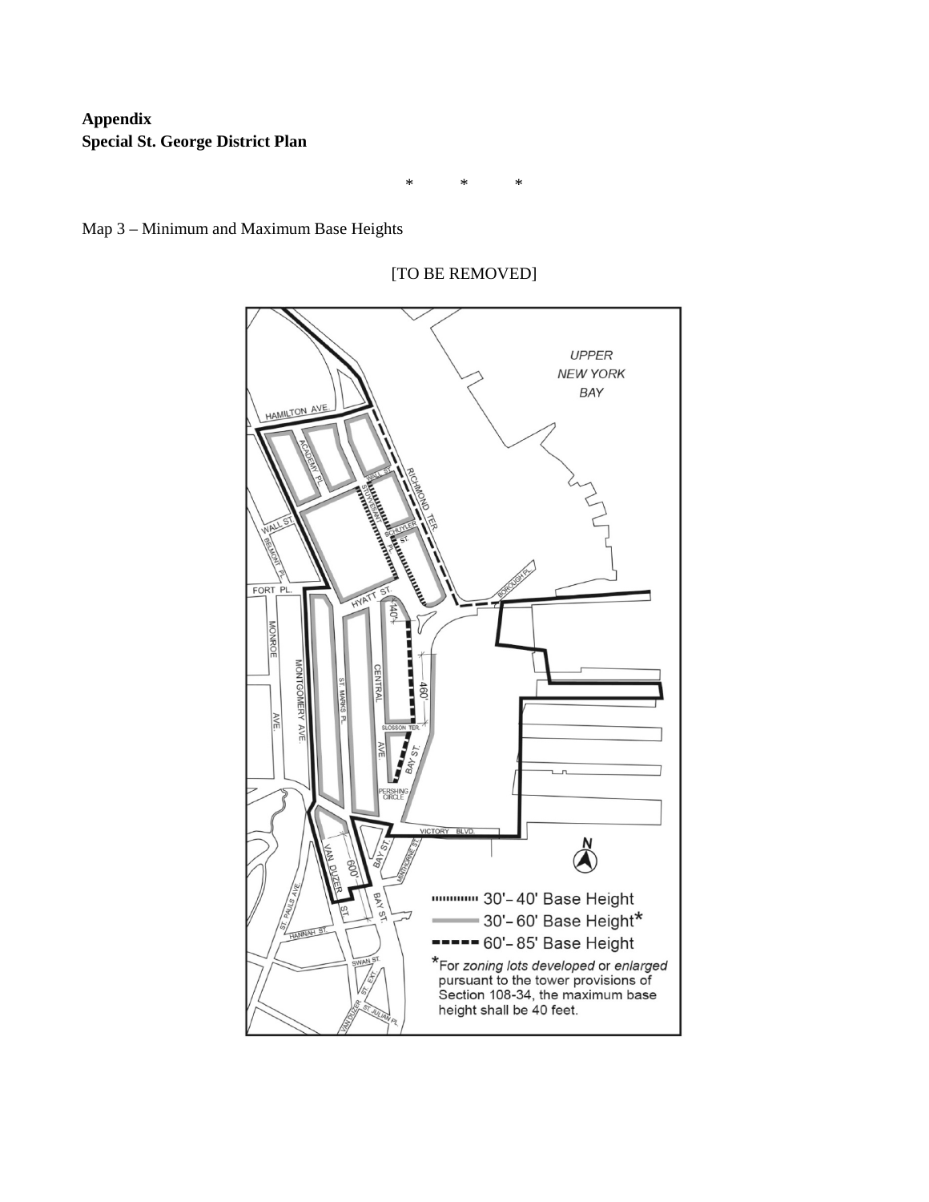**Appendix**
**Special St. George District Plan**

\* \* \*

Map 3 – Minimum and Maximum Base Heights

[TO BE REMOVED]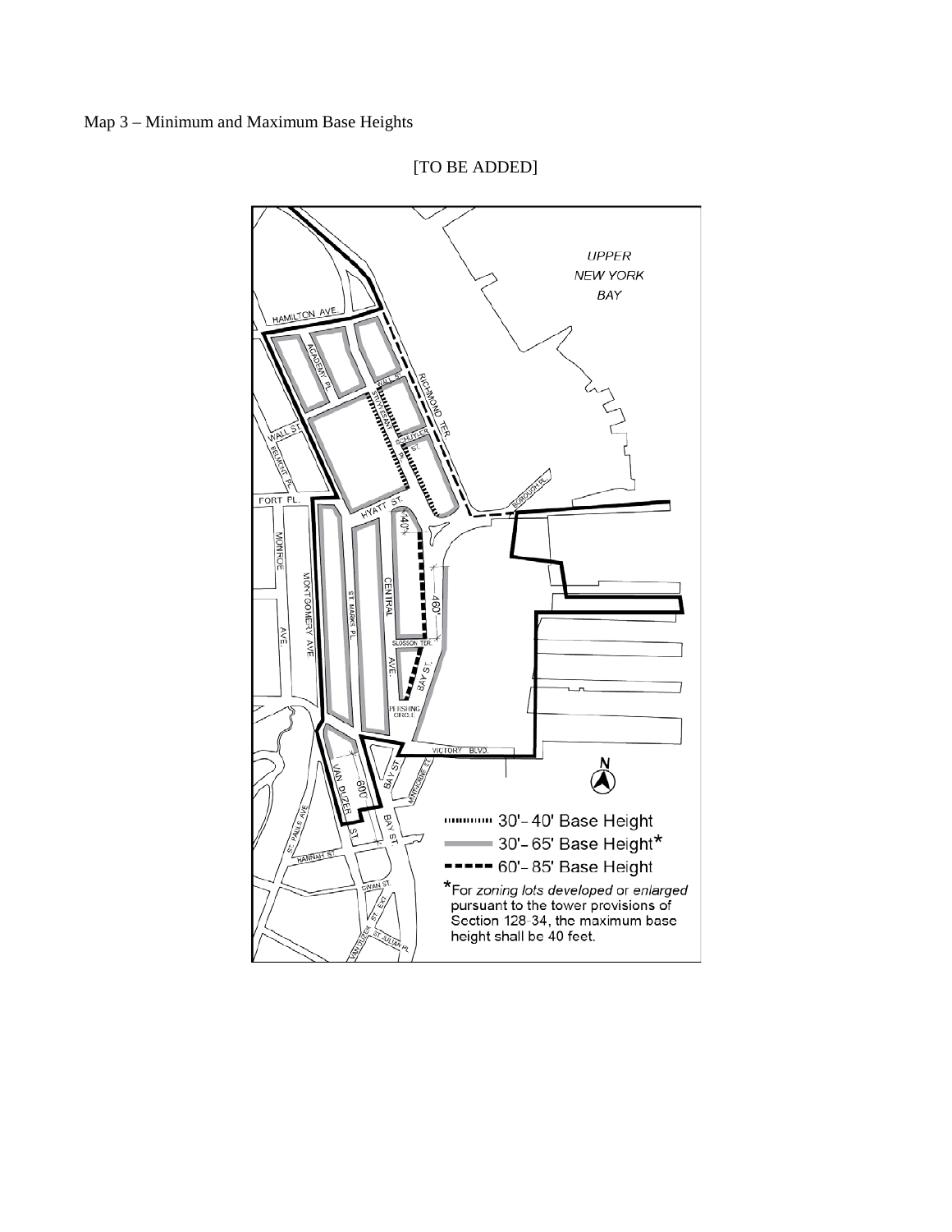Map 3 – Minimum and Maximum Base Heights

[TO BE ADDED]

UPPER NEW YORK BAY

HAMILTON AVE.

ACADEMY PL.

WALL ST.

RICHMOND TER.

STUYVESANT PL.

SCHUYLER ST.

WALL ST.

BELMONT PL.

BOROUGH PL.

FORT PL.

HYATT ST.

140'

MONROE AVE.

MONTGOMERY AVE.

ST MARKS PL.

CENTRAL AVE.

460'

SLOSSON TER.

BAY ST.

PERSHING CIRCLE

VICTORY BLVD.

VAN DUZER ST.

600'

BAY ST.

MINTHORNE ST.

ST PAULS AVE.

HANNAH ST.

SWAN ST.

VAN DUZER ST. EXT.

ST JULIAN PL.

N

30'– 40' Base Height

30'– 65' Base Height*

60'– 85' Base Height

*For *zoning lots developed* or *enlarged* pursuant to the tower provisions of Section 128-34, the maximum base height shall be 40 feet.